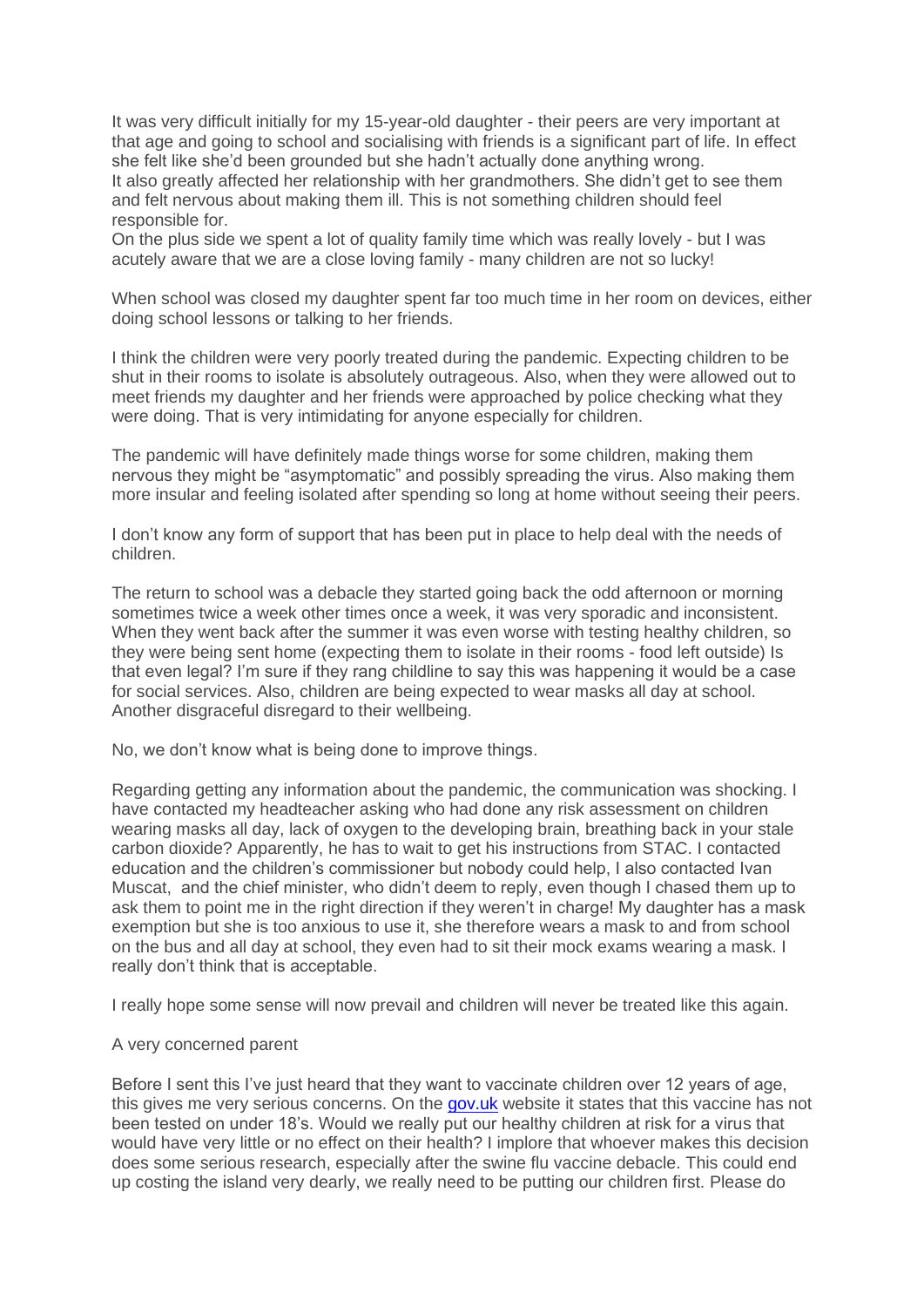It was very difficult initially for my 15-year-old daughter - their peers are very important at that age and going to school and socialising with friends is a significant part of life. In effect she felt like she'd been grounded but she hadn't actually done anything wrong.
It also greatly affected her relationship with her grandmothers. She didn't get to see them and felt nervous about making them ill. This is not something children should feel responsible for.
On the plus side we spent a lot of quality family time which was really lovely - but I was acutely aware that we are a close loving family - many children are not so lucky!

When school was closed my daughter spent far too much time in her room on devices, either doing school lessons or talking to her friends.

I think the children were very poorly treated during the pandemic. Expecting children to be shut in their rooms to isolate is absolutely outrageous. Also, when they were allowed out to meet friends my daughter and her friends were approached by police checking what they were doing. That is very intimidating for anyone especially for children.

The pandemic will have definitely made things worse for some children, making them nervous they might be "asymptomatic" and possibly spreading the virus. Also making them more insular and feeling isolated after spending so long at home without seeing their peers.

I don't know any form of support that has been put in place to help deal with the needs of children.

The return to school was a debacle they started going back the odd afternoon or morning sometimes twice a week other times once a week, it was very sporadic and inconsistent. When they went back after the summer it was even worse with testing healthy children, so they were being sent home (expecting them to isolate in their rooms - food left outside) Is that even legal? I'm sure if they rang childline to say this was happening it would be a case for social services. Also, children are being expected to wear masks all day at school. Another disgraceful disregard to their wellbeing.

No, we don't know what is being done to improve things.

Regarding getting any information about the pandemic, the communication was shocking. I have contacted my headteacher asking who had done any risk assessment on children wearing masks all day, lack of oxygen to the developing brain, breathing back in your stale carbon dioxide? Apparently, he has to wait to get his instructions from STAC. I contacted education and the children's commissioner but nobody could help, I also contacted Ivan Muscat, and the chief minister, who didn't deem to reply, even though I chased them up to ask them to point me in the right direction if they weren't in charge! My daughter has a mask exemption but she is too anxious to use it, she therefore wears a mask to and from school on the bus and all day at school, they even had to sit their mock exams wearing a mask. I really don't think that is acceptable.

I really hope some sense will now prevail and children will never be treated like this again.

A very concerned parent

Before I sent this I've just heard that they want to vaccinate children over 12 years of age, this gives me very serious concerns. On the gov.uk website it states that this vaccine has not been tested on under 18's. Would we really put our healthy children at risk for a virus that would have very little or no effect on their health? I implore that whoever makes this decision does some serious research, especially after the swine flu vaccine debacle. This could end up costing the island very dearly, we really need to be putting our children first. Please do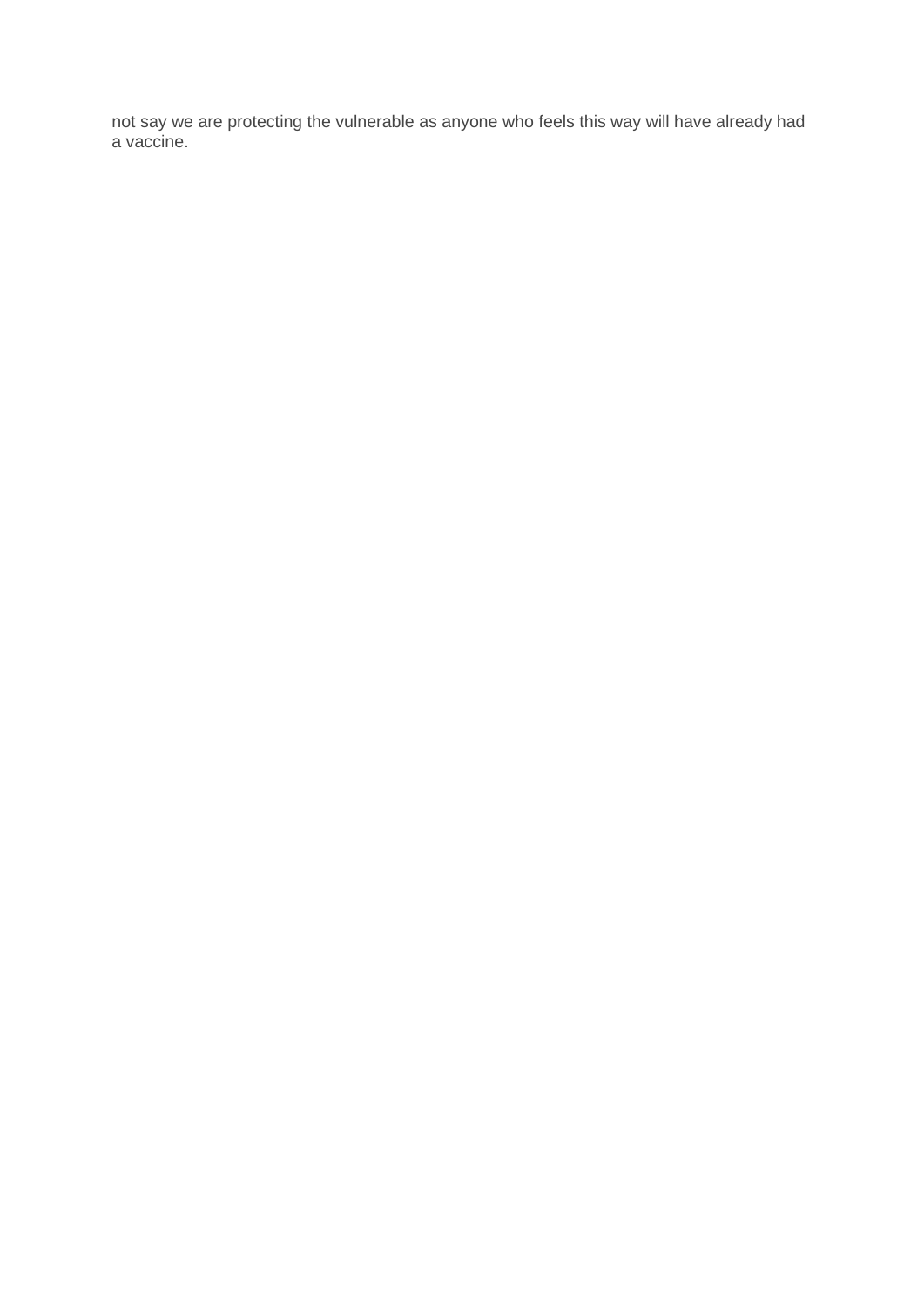not say we are protecting the vulnerable as anyone who feels this way will have already had a vaccine.